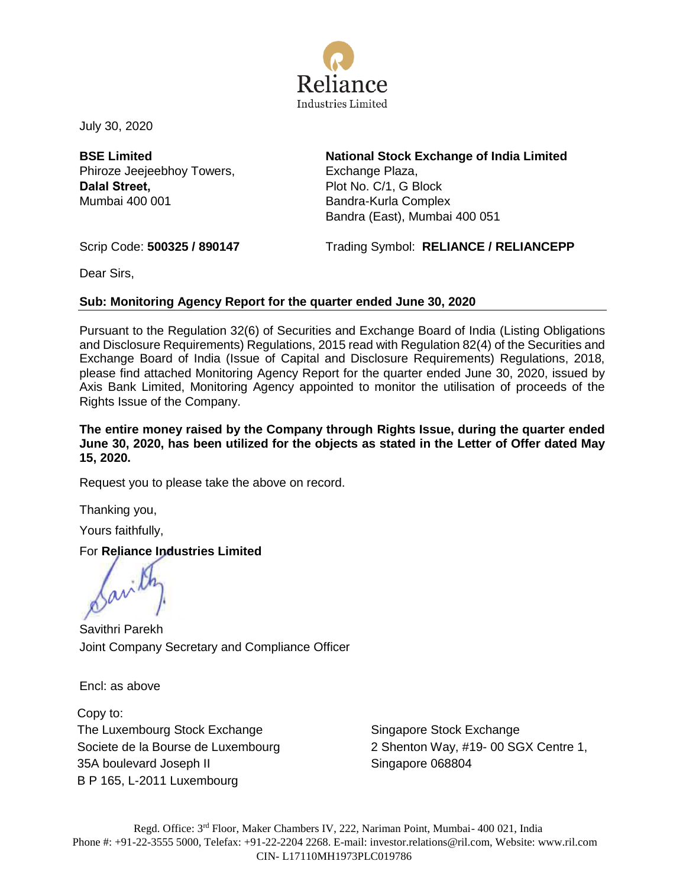Reliance
Industries Limited

July 30, 2020

| **BSE Limited** | **National Stock Exchange of India Limited** |
|---|---|
| Phiroze Jeejeebhoy Towers, | Exchange Plaza, |
| **Dalal Street,** | Plot No. C/1, G Block |
| Mumbai 400 001 | Bandra-Kurla Complex |
| | Bandra (East), Mumbai 400 051 |
| Scrip Code: **500325 / 890147** | Trading Symbol: **RELIANCE / RELIANCEPP** |

Dear Sirs,

**Sub: Monitoring Agency Report for the quarter ended June 30, 2020**

Pursuant to the Regulation 32(6) of Securities and Exchange Board of India (Listing Obligations and Disclosure Requirements) Regulations, 2015 read with Regulation 82(4) of the Securities and Exchange Board of India (Issue of Capital and Disclosure Requirements) Regulations, 2018, please find attached Monitoring Agency Report for the quarter ended June 30, 2020, issued by Axis Bank Limited, Monitoring Agency appointed to monitor the utilisation of proceeds of the Rights Issue of the Company.

**The entire money raised by the Company through Rights Issue, during the quarter ended June 30, 2020, has been utilized for the objects as stated in the Letter of Offer dated May 15, 2020.**

Request you to please take the above on record.

Thanking you,

Yours faithfully,

For **Reliance Industries Limited**

Savithri Parekh
Joint Company Secretary and Compliance Officer

Encl: as above

Copy to:

| The Luxembourg Stock Exchange | Singapore Stock Exchange |
|---|---|
| Societe de la Bourse de Luxembourg | 2 Shenton Way, #19- 00 SGX Centre 1, |
| 35A boulevard Joseph II | Singapore 068804 |
| B P 165, L-2011 Luxembourg | |

Regd. Office: 3rd Floor, Maker Chambers IV, 222, Nariman Point, Mumbai- 400 021, India
Phone #: +91-22-3555 5000, Telefax: +91-22-2204 2268. E-mail: investor.relations@ril.com, Website: www.ril.com
CIN- L17110MH1973PLC019786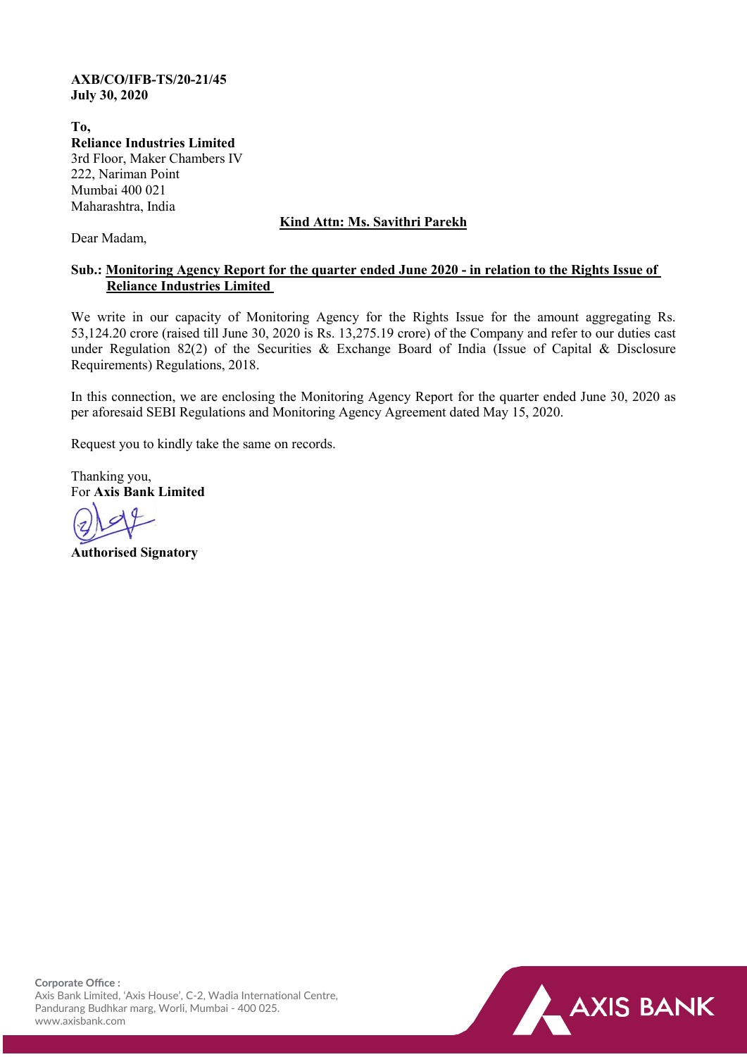**AXB/CO/IFB-TS/20-21/45**
**July 30, 2020**

**To,**
**Reliance Industries Limited**
3rd Floor, Maker Chambers IV
222, Nariman Point
Mumbai 400 021
Maharashtra, India

**Kind Attn: Ms. Savithri Parekh**

Dear Madam,

**Sub.: Monitoring Agency Report for the quarter ended June 2020 - in relation to the Rights Issue of Reliance Industries Limited**

We write in our capacity of Monitoring Agency for the Rights Issue for the amount aggregating Rs. 53,124.20 crore (raised till June 30, 2020 is Rs. 13,275.19 crore) of the Company and refer to our duties cast under Regulation 82(2) of the Securities & Exchange Board of India (Issue of Capital & Disclosure Requirements) Regulations, 2018.

In this connection, we are enclosing the Monitoring Agency Report for the quarter ended June 30, 2020 as per aforesaid SEBI Regulations and Monitoring Agency Agreement dated May 15, 2020.

Request you to kindly take the same on records.

Thanking you,
For **Axis Bank Limited**

**Authorised Signatory**

**Corporate Office :**
Axis Bank Limited, 'Axis House', C-2, Wadia International Centre,
Pandurang Budhkar marg, Worli, Mumbai - 400 025.
www.axisbank.com

AXIS BANK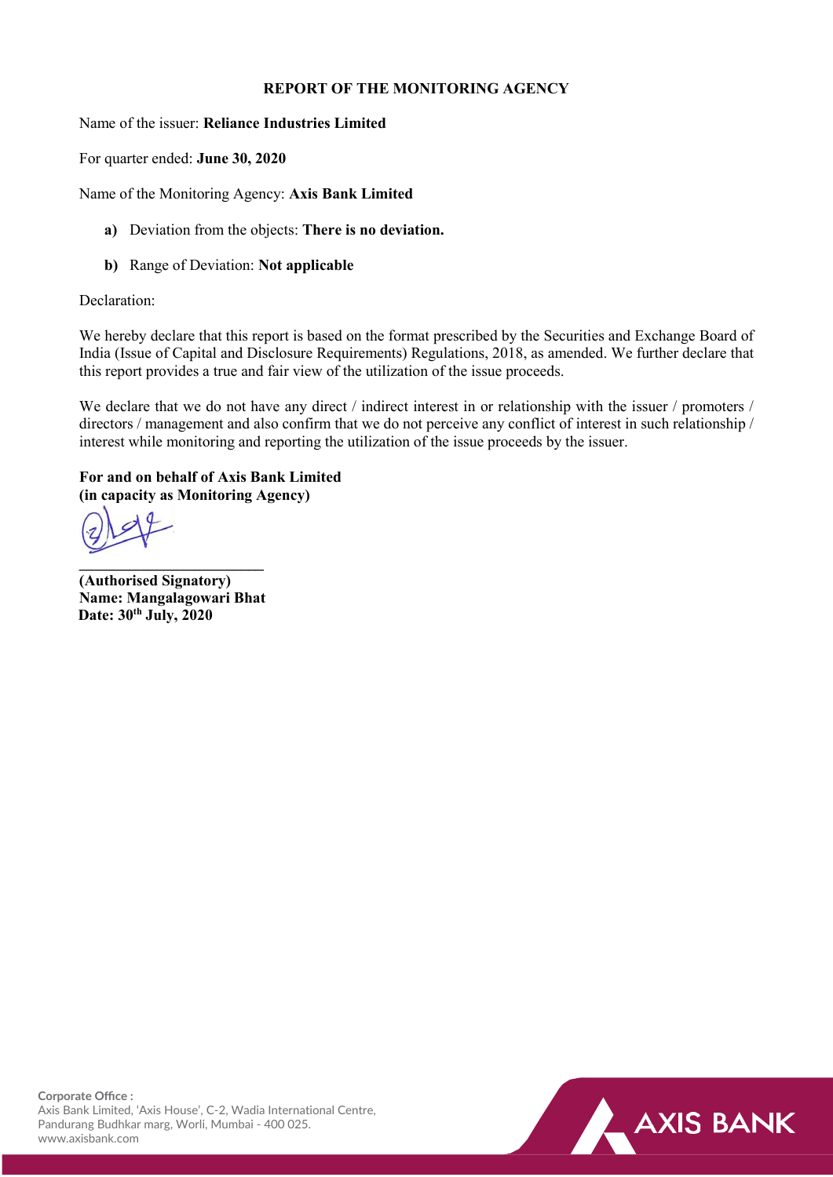# REPORT OF THE MONITORING AGENCY

Name of the issuer: **Reliance Industries Limited**

For quarter ended: **June 30, 2020**

Name of the Monitoring Agency: **Axis Bank Limited**

- **a)** Deviation from the objects: **There is no deviation.**
- **b)** Range of Deviation: **Not applicable**

Declaration:

We hereby declare that this report is based on the format prescribed by the Securities and Exchange Board of India (Issue of Capital and Disclosure Requirements) Regulations, 2018, as amended. We further declare that this report provides a true and fair view of the utilization of the issue proceeds.

We declare that we do not have any direct / indirect interest in or relationship with the issuer / promoters / directors / management and also confirm that we do not perceive any conflict of interest in such relationship / interest while monitoring and reporting the utilization of the issue proceeds by the issuer.

**For and on behalf of Axis Bank Limited**
**(in capacity as Monitoring Agency)**

**(Authorised Signatory)**
**Name: Mangalagowari Bhat**
**Date: 30th July, 2020**

**Corporate Office :**
Axis Bank Limited, 'Axis House', C-2, Wadia International Centre,
Pandurang Budhkar marg, Worli, Mumbai - 400 025.
www.axisbank.com

AXIS BANK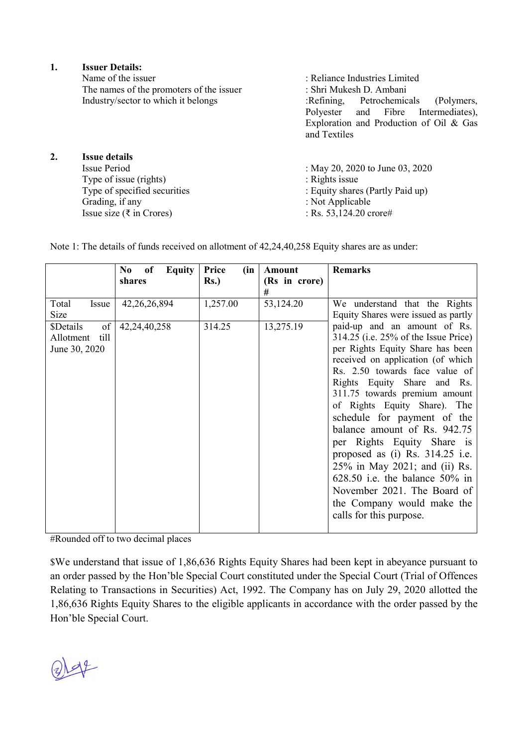1. **Issuer Details:**

| | |
|---|---|
| Name of the issuer | : Reliance Industries Limited |
| The names of the promoters of the issuer | : Shri Mukesh D. Ambani |
| Industry/sector to which it belongs | :Refining, Petrochemicals (Polymers, Polyester and Fibre Intermediates), Exploration and Production of Oil & Gas and Textiles |

2. **Issue details**

| | |
|---|---|
| Issue Period | : May 20, 2020 to June 03, 2020 |
| Type of issue (rights) | : Rights issue |
| Type of specified securities | : Equity shares (Partly Paid up) |
| Grading, if any | : Not Applicable |
| Issue size (₹ in Crores) | : Rs. 53,124.20 crore# |

Note 1: The details of funds received on allotment of 42,24,40,258 Equity shares are as under:

| | **No of Equity shares** | **Price (in Rs.)** | **Amount (Rs in crore) #** | **Remarks** |
|---|---|---|---|---|
| Total Issue Size | 42,26,26,894 | 1,257.00 | 53,124.20 | We understand that the Rights Equity Shares were issued as partly paid-up and an amount of Rs. 314.25 (i.e. 25% of the Issue Price) per Rights Equity Share has been received on application (of which Rs. 2.50 towards face value of Rights Equity Share and Rs. 311.75 towards premium amount of Rights Equity Share). The schedule for payment of the balance amount of Rs. 942.75 per Rights Equity Share is proposed as (i) Rs. 314.25 i.e. 25% in May 2021; and (ii) Rs. 628.50 i.e. the balance 50% in November 2021. The Board of the Company would make the calls for this purpose. |
| $Details of Allotment till June 30, 2020 | 42,24,40,258 | 314.25 | 13,275.19 | |

#Rounded off to two decimal places

$We understand that issue of 1,86,636 Rights Equity Shares had been kept in abeyance pursuant to an order passed by the Hon'ble Special Court constituted under the Special Court (Trial of Offences Relating to Transactions in Securities) Act, 1992. The Company has on July 29, 2020 allotted the 1,86,636 Rights Equity Shares to the eligible applicants in accordance with the order passed by the Hon'ble Special Court.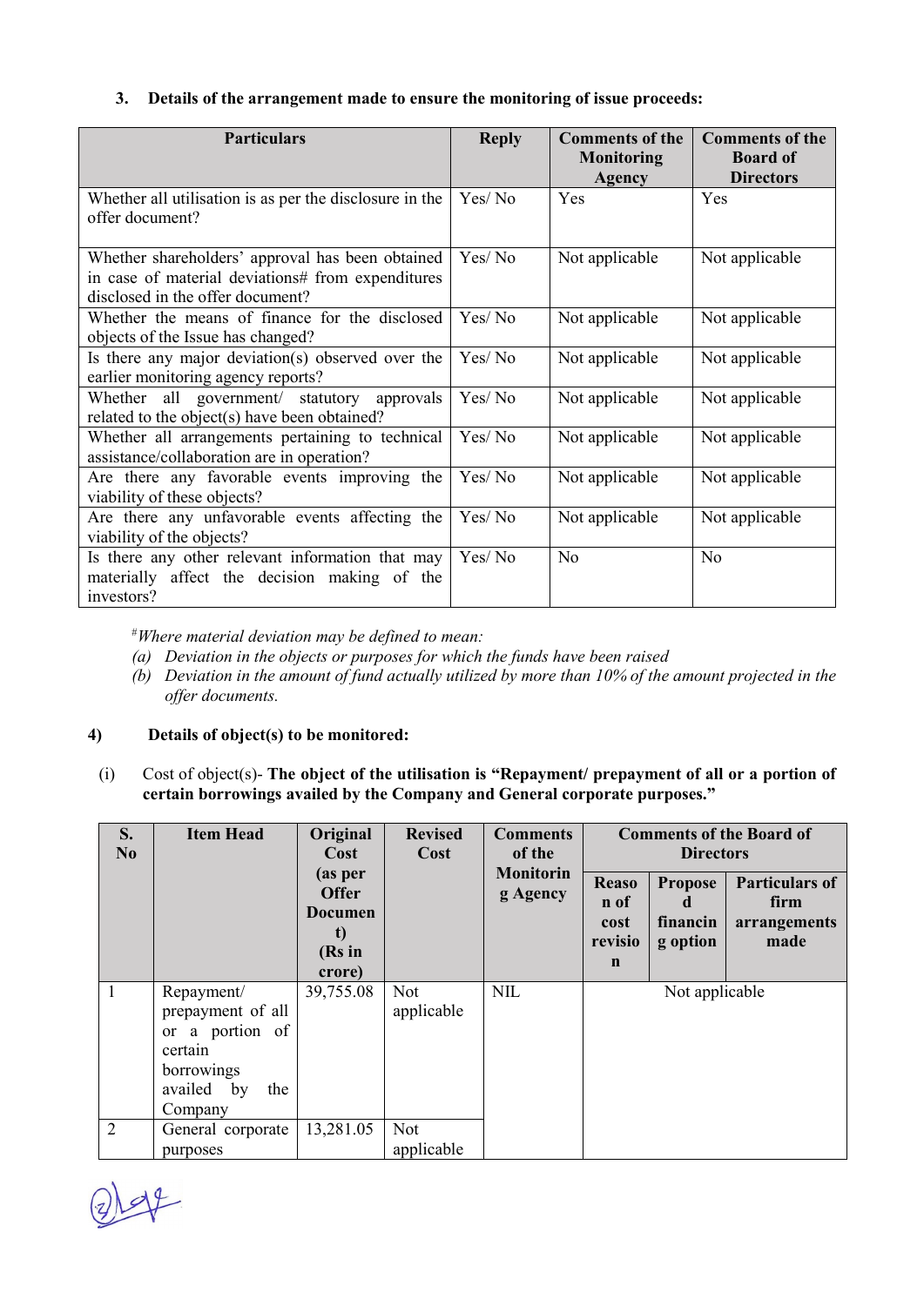### 3. Details of the arrangement made to ensure the monitoring of issue proceeds:

| Particulars | Reply | Comments of the Monitoring Agency | Comments of the Board of Directors |
|---|---|---|---|
| Whether all utilisation is as per the disclosure in the offer document? | Yes/ No | Yes | Yes |
| Whether shareholders' approval has been obtained in case of material deviations# from expenditures disclosed in the offer document? | Yes/ No | Not applicable | Not applicable |
| Whether the means of finance for the disclosed objects of the Issue has changed? | Yes/ No | Not applicable | Not applicable |
| Is there any major deviation(s) observed over the earlier monitoring agency reports? | Yes/ No | Not applicable | Not applicable |
| Whether all government/ statutory approvals related to the object(s) have been obtained? | Yes/ No | Not applicable | Not applicable |
| Whether all arrangements pertaining to technical assistance/collaboration are in operation? | Yes/ No | Not applicable | Not applicable |
| Are there any favorable events improving the viability of these objects? | Yes/ No | Not applicable | Not applicable |
| Are there any unfavorable events affecting the viability of the objects? | Yes/ No | Not applicable | Not applicable |
| Is there any other relevant information that may materially affect the decision making of the investors? | Yes/ No | No | No |

#*Where material deviation may be defined to mean:*

*(a) Deviation in the objects or purposes for which the funds have been raised*

*(b) Deviation in the amount of fund actually utilized by more than 10% of the amount projected in the offer documents.*

### 4) Details of object(s) to be monitored:

(i) Cost of object(s)- **The object of the utilisation is "Repayment/ prepayment of all or a portion of certain borrowings availed by the Company and General corporate purposes."**

| S. No | Item Head | Original Cost (as per Offer Document) (Rs in crore) | Revised Cost | Comments of the Monitoring Agency | Comments of the Board of Directors | | |
|---|---|---|---|---|---|---|---|
| | | | | | Reason of cost revision | Proposed financing option | Particulars of firm arrangements made |
| 1 | Repayment/ prepayment of all or a portion of certain borrowings availed by the Company | 39,755.08 | Not applicable | NIL | Not applicable | | |
| 2 | General corporate purposes | 13,281.05 | Not applicable | | | | |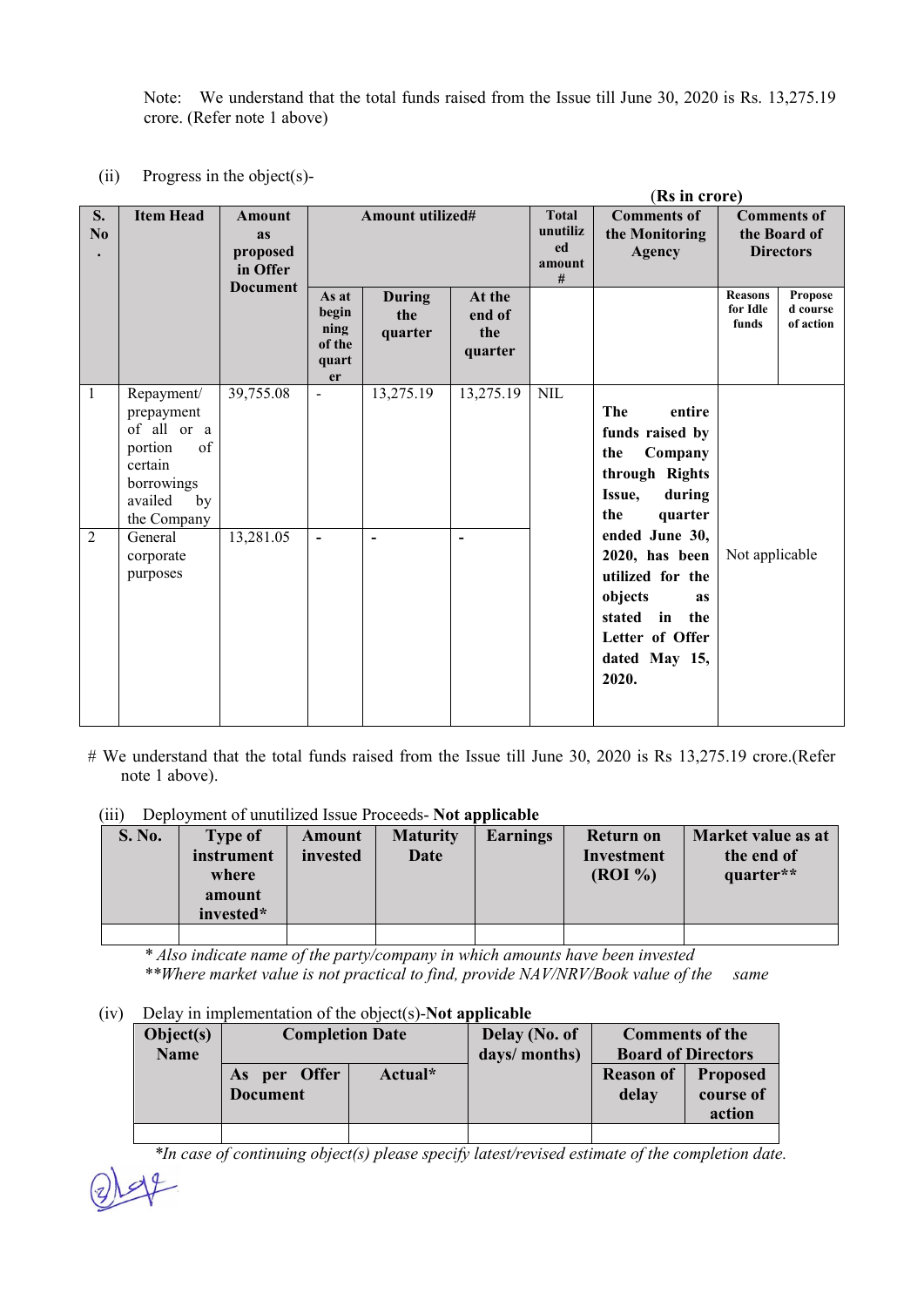Note: We understand that the total funds raised from the Issue till June 30, 2020 is Rs. 13,275.19 crore. (Refer note 1 above)

(ii) Progress in the object(s)-

(**Rs in crore**)

| S. No. | Item Head | Amount as proposed in Offer Document | Amount utilized# | | | Total unutilized amount # | Comments of the Monitoring Agency | Comments of the Board of Directors | |
|---|---|---|---|---|---|---|---|---|---|
| | | | As at beginning of the quarter | During the quarter | At the end of the quarter | | | Reasons for Idle funds | Proposed course of action |
| 1 | Repayment/ prepayment of all or a portion of certain borrowings availed by the Company | 39,755.08 | - | 13,275.19 | 13,275.19 | NIL | **The entire funds raised by the Company through Rights Issue, during the quarter ended June 30, 2020, has been utilized for the objects as stated in the Letter of Offer dated May 15, 2020.** | Not applicable | |
| 2 | General corporate purposes | 13,281.05 | - | - | - | | | | |

# We understand that the total funds raised from the Issue till June 30, 2020 is Rs 13,275.19 crore.(Refer note 1 above).

(iii) Deployment of unutilized Issue Proceeds- **Not applicable**

| S. No. | Type of instrument where amount invested* | Amount invested | Maturity Date | Earnings | Return on Investment (ROI %) | Market value as at the end of quarter** |
|---|---|---|---|---|---|---|
| | | | | | | |

*\* Also indicate name of the party/company in which amounts have been invested*
*\*\*Where market value is not practical to find, provide NAV/NRV/Book value of the same*

(iv) Delay in implementation of the object(s)-**Not applicable**

| Object(s) Name | Completion Date | | Delay (No. of days/ months) | Comments of the Board of Directors | |
|---|---|---|---|---|---|
| | As per Offer Document | Actual* | | Reason of delay | Proposed course of action |
| | | | | | |

*\*In case of continuing object(s) please specify latest/revised estimate of the completion date.*